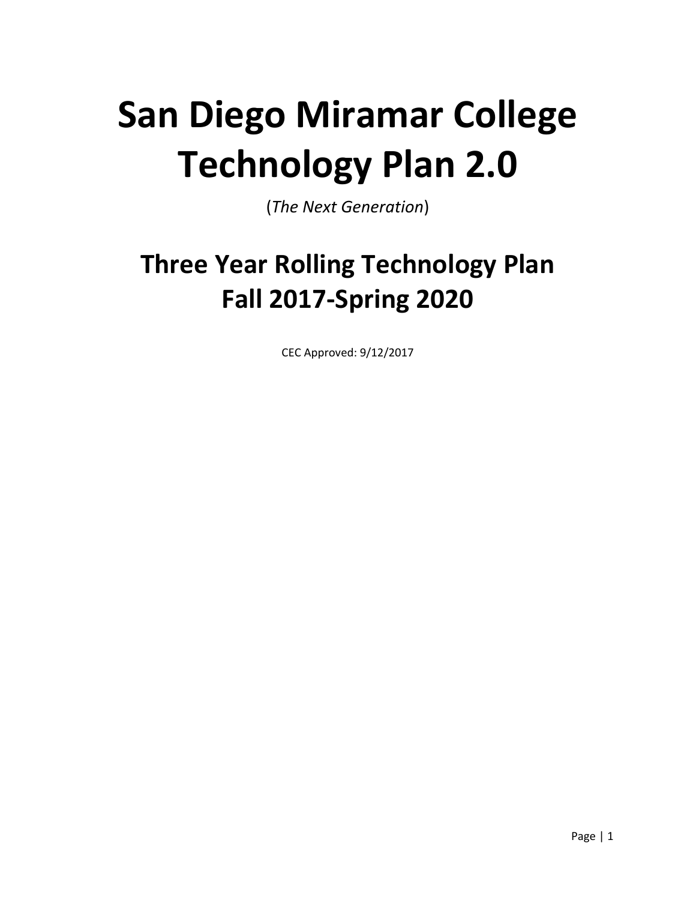# San Diego Miramar College Technology Plan 2.0

(*The Next Generation*)

## Three Year Rolling Technology Plan Fall 2017-Spring 2020

CEC Approved: 9/12/2017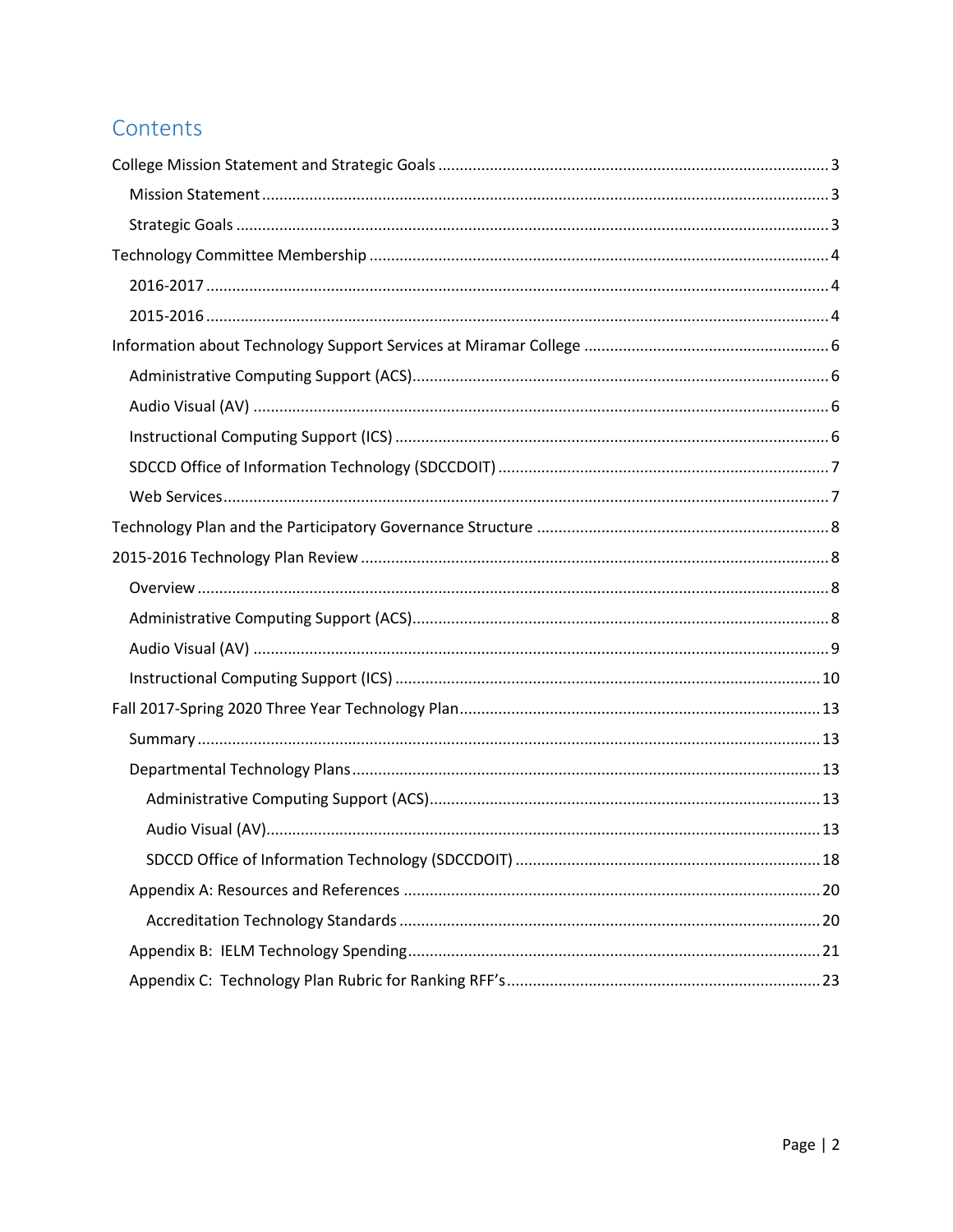# Contents

College Mission Statement and Strategic Goals ........................................................................................ 3
- Mission Statement ................................................................................................................................ 3
- Strategic Goals ...................................................................................................................................... 3

Technology Committee Membership ........................................................................................................ 4
- 2016-2017 ............................................................................................................................................. 4
- 2015-2016 ............................................................................................................................................. 4

Information about Technology Support Services at Miramar College ....................................................... 6
- Administrative Computing Support (ACS)............................................................................................... 6
- Audio Visual (AV) ................................................................................................................................... 6
- Instructional Computing Support (ICS) .................................................................................................. 6
- SDCCD Office of Information Technology (SDCCDOIT) ........................................................................... 7
- Web Services .......................................................................................................................................... 7

Technology Plan and the Participatory Governance Structure .................................................................. 8

2015-2016 Technology Plan Review ........................................................................................................... 8
- Overview ............................................................................................................................................... 8
- Administrative Computing Support (ACS)............................................................................................... 8
- Audio Visual (AV) ................................................................................................................................... 9
- Instructional Computing Support (ICS) ................................................................................................ 10

Fall 2017-Spring 2020 Three Year Technology Plan .................................................................................. 13
- Summary .............................................................................................................................................. 13
- Departmental Technology Plans .......................................................................................................... 13
  - Administrative Computing Support (ACS).......................................................................................... 13
  - Audio Visual (AV)............................................................................................................................... 13
  - SDCCD Office of Information Technology (SDCCDOIT) ...................................................................... 18
- Appendix A: Resources and References ............................................................................................... 20
  - Accreditation Technology Standards ................................................................................................ 20
- Appendix B: IELM Technology Spending............................................................................................... 21
- Appendix C: Technology Plan Rubric for Ranking RFF's ........................................................................ 23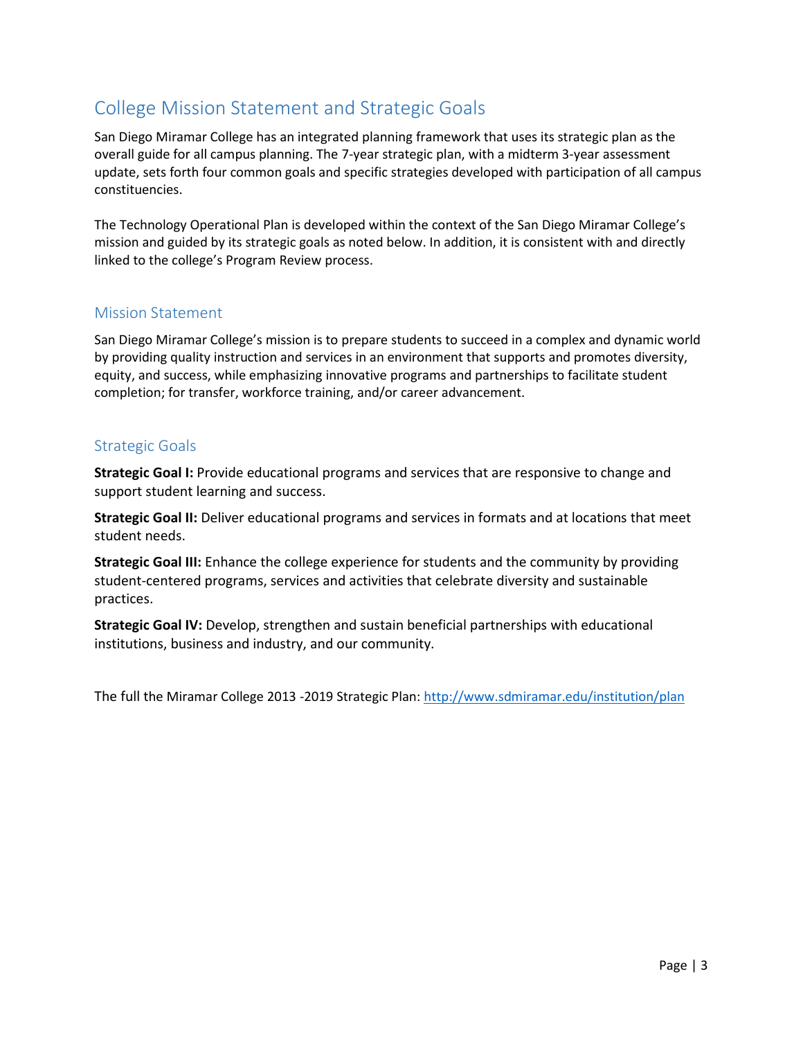# College Mission Statement and Strategic Goals

San Diego Miramar College has an integrated planning framework that uses its strategic plan as the overall guide for all campus planning. The 7-year strategic plan, with a midterm 3-year assessment update, sets forth four common goals and specific strategies developed with participation of all campus constituencies.

The Technology Operational Plan is developed within the context of the San Diego Miramar College's mission and guided by its strategic goals as noted below. In addition, it is consistent with and directly linked to the college's Program Review process.

## Mission Statement

San Diego Miramar College's mission is to prepare students to succeed in a complex and dynamic world by providing quality instruction and services in an environment that supports and promotes diversity, equity, and success, while emphasizing innovative programs and partnerships to facilitate student completion; for transfer, workforce training, and/or career advancement.

## Strategic Goals

**Strategic Goal I:** Provide educational programs and services that are responsive to change and support student learning and success.

**Strategic Goal II:** Deliver educational programs and services in formats and at locations that meet student needs.

**Strategic Goal III:** Enhance the college experience for students and the community by providing student-centered programs, services and activities that celebrate diversity and sustainable practices.

**Strategic Goal IV:** Develop, strengthen and sustain beneficial partnerships with educational institutions, business and industry, and our community.

The full the Miramar College 2013 -2019 Strategic Plan: [http://www.sdmiramar.edu/institution/plan](http://www.sdmiramar.edu/institution/plan)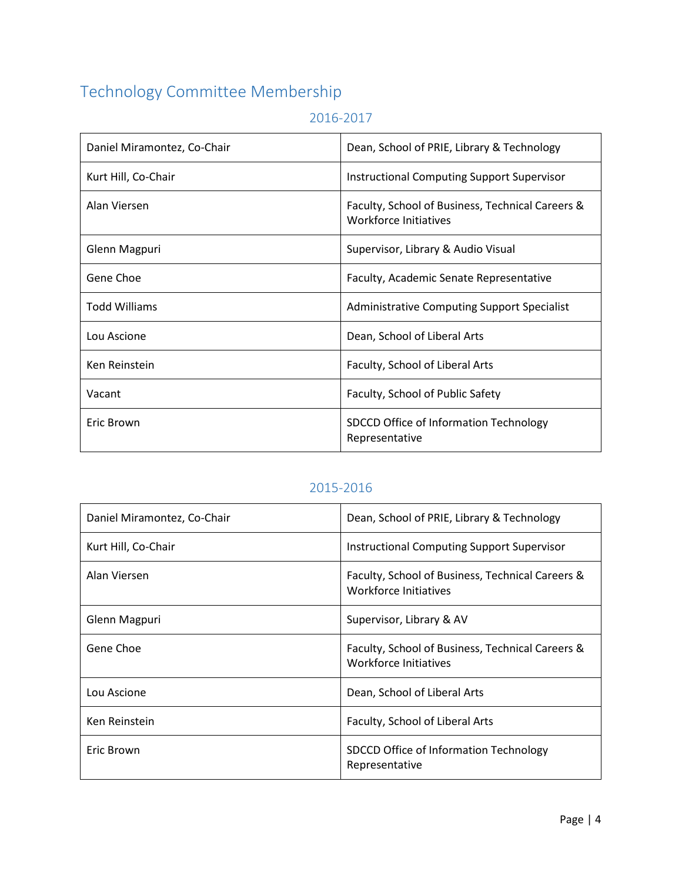## Technology Committee Membership

### 2016-2017

| | |
|---|---|
| Daniel Miramontez, Co-Chair | Dean, School of PRIE, Library & Technology |
| Kurt Hill, Co-Chair | Instructional Computing Support Supervisor |
| Alan Viersen | Faculty, School of Business, Technical Careers & Workforce Initiatives |
| Glenn Magpuri | Supervisor, Library & Audio Visual |
| Gene Choe | Faculty, Academic Senate Representative |
| Todd Williams | Administrative Computing Support Specialist |
| Lou Ascione | Dean, School of Liberal Arts |
| Ken Reinstein | Faculty, School of Liberal Arts |
| Vacant | Faculty, School of Public Safety |
| Eric Brown | SDCCD Office of Information Technology Representative |

### 2015-2016

| | |
|---|---|
| Daniel Miramontez, Co-Chair | Dean, School of PRIE, Library & Technology |
| Kurt Hill, Co-Chair | Instructional Computing Support Supervisor |
| Alan Viersen | Faculty, School of Business, Technical Careers & Workforce Initiatives |
| Glenn Magpuri | Supervisor, Library & AV |
| Gene Choe | Faculty, School of Business, Technical Careers & Workforce Initiatives |
| Lou Ascione | Dean, School of Liberal Arts |
| Ken Reinstein | Faculty, School of Liberal Arts |
| Eric Brown | SDCCD Office of Information Technology Representative |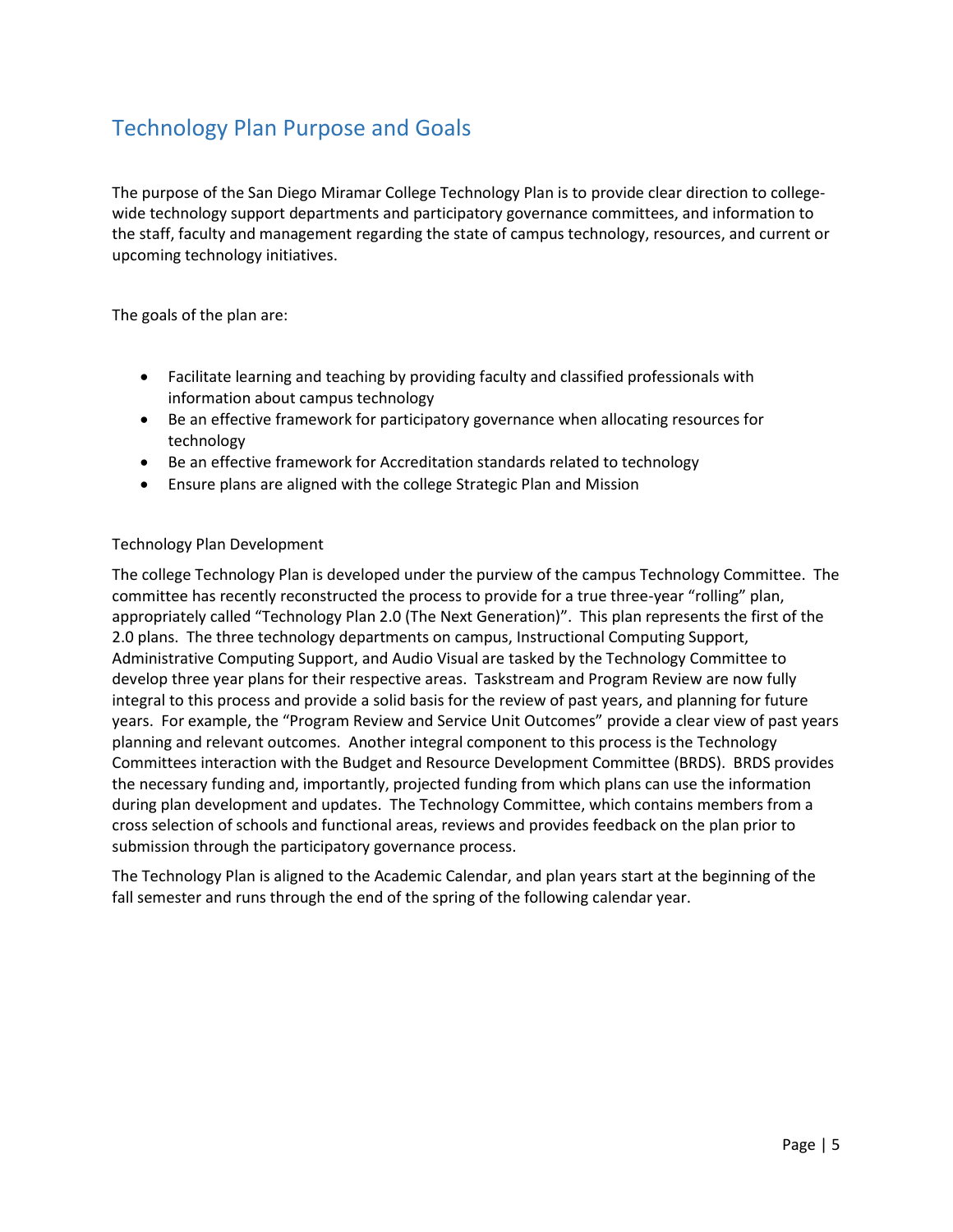# Technology Plan Purpose and Goals

The purpose of the San Diego Miramar College Technology Plan is to provide clear direction to college-wide technology support departments and participatory governance committees, and information to the staff, faculty and management regarding the state of campus technology, resources, and current or upcoming technology initiatives.

The goals of the plan are:

- Facilitate learning and teaching by providing faculty and classified professionals with information about campus technology
- Be an effective framework for participatory governance when allocating resources for technology
- Be an effective framework for Accreditation standards related to technology
- Ensure plans are aligned with the college Strategic Plan and Mission

### Technology Plan Development

The college Technology Plan is developed under the purview of the campus Technology Committee. The committee has recently reconstructed the process to provide for a true three-year "rolling" plan, appropriately called "Technology Plan 2.0 (The Next Generation)". This plan represents the first of the 2.0 plans. The three technology departments on campus, Instructional Computing Support, Administrative Computing Support, and Audio Visual are tasked by the Technology Committee to develop three year plans for their respective areas. Taskstream and Program Review are now fully integral to this process and provide a solid basis for the review of past years, and planning for future years. For example, the "Program Review and Service Unit Outcomes" provide a clear view of past years planning and relevant outcomes. Another integral component to this process is the Technology Committees interaction with the Budget and Resource Development Committee (BRDS). BRDS provides the necessary funding and, importantly, projected funding from which plans can use the information during plan development and updates. The Technology Committee, which contains members from a cross selection of schools and functional areas, reviews and provides feedback on the plan prior to submission through the participatory governance process.

The Technology Plan is aligned to the Academic Calendar, and plan years start at the beginning of the fall semester and runs through the end of the spring of the following calendar year.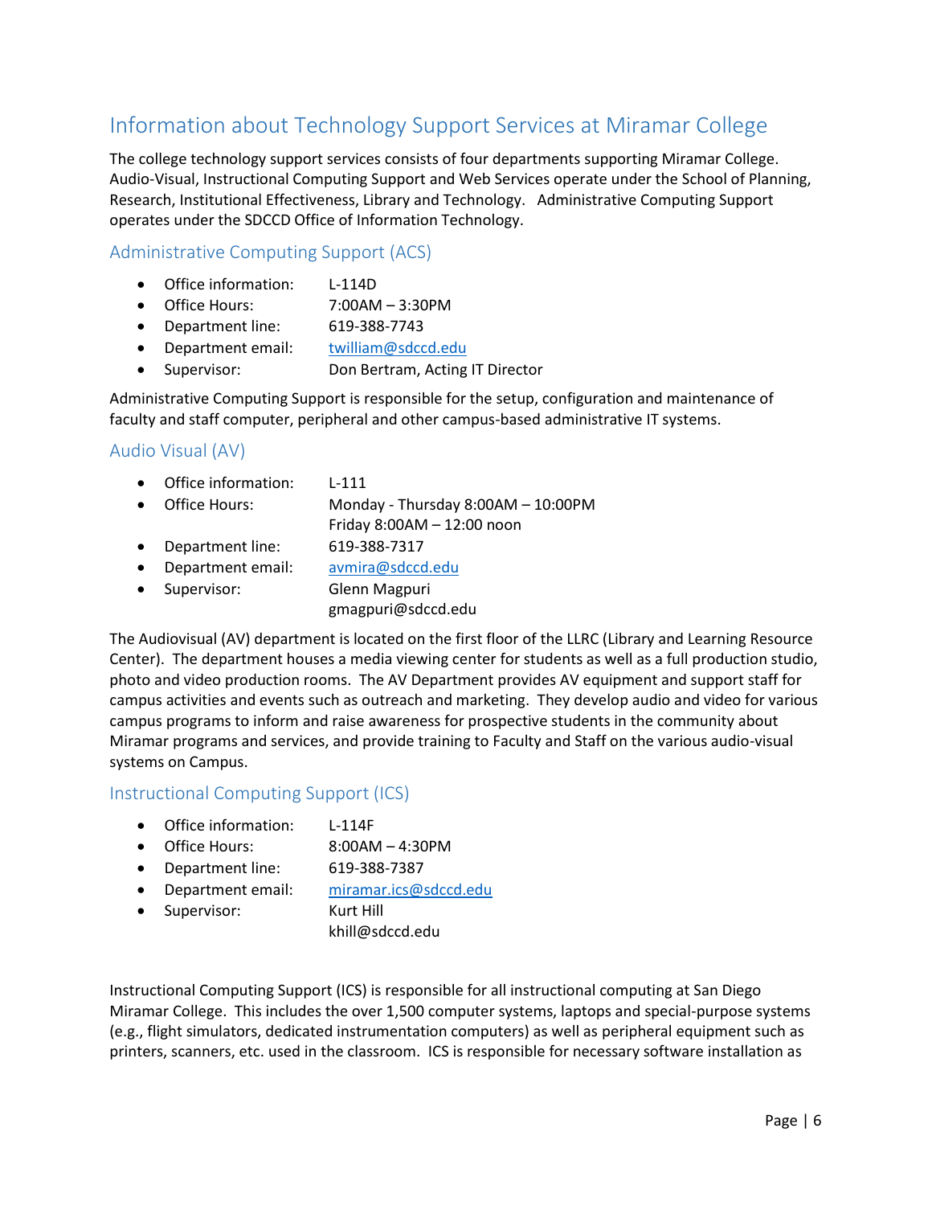## Information about Technology Support Services at Miramar College

The college technology support services consists of four departments supporting Miramar College. Audio-Visual, Instructional Computing Support and Web Services operate under the School of Planning, Research, Institutional Effectiveness, Library and Technology. Administrative Computing Support operates under the SDCCD Office of Information Technology.

### Administrative Computing Support (ACS)

- Office information: L-114D
- Office Hours: 7:00AM – 3:30PM
- Department line: 619-388-7743
- Department email: twilliam@sdccd.edu
- Supervisor: Don Bertram, Acting IT Director

Administrative Computing Support is responsible for the setup, configuration and maintenance of faculty and staff computer, peripheral and other campus-based administrative IT systems.

### Audio Visual (AV)

- Office information: L-111
- Office Hours: Monday - Thursday 8:00AM – 10:00PM
  Friday 8:00AM – 12:00 noon
- Department line: 619-388-7317
- Department email: avmira@sdccd.edu
- Supervisor: Glenn Magpuri
  gmagpuri@sdccd.edu

The Audiovisual (AV) department is located on the first floor of the LLRC (Library and Learning Resource Center). The department houses a media viewing center for students as well as a full production studio, photo and video production rooms. The AV Department provides AV equipment and support staff for campus activities and events such as outreach and marketing. They develop audio and video for various campus programs to inform and raise awareness for prospective students in the community about Miramar programs and services, and provide training to Faculty and Staff on the various audio-visual systems on Campus.

### Instructional Computing Support (ICS)

- Office information: L-114F
- Office Hours: 8:00AM – 4:30PM
- Department line: 619-388-7387
- Department email: miramar.ics@sdccd.edu
- Supervisor: Kurt Hill
  khill@sdccd.edu

Instructional Computing Support (ICS) is responsible for all instructional computing at San Diego Miramar College. This includes the over 1,500 computer systems, laptops and special-purpose systems (e.g., flight simulators, dedicated instrumentation computers) as well as peripheral equipment such as printers, scanners, etc. used in the classroom. ICS is responsible for necessary software installation as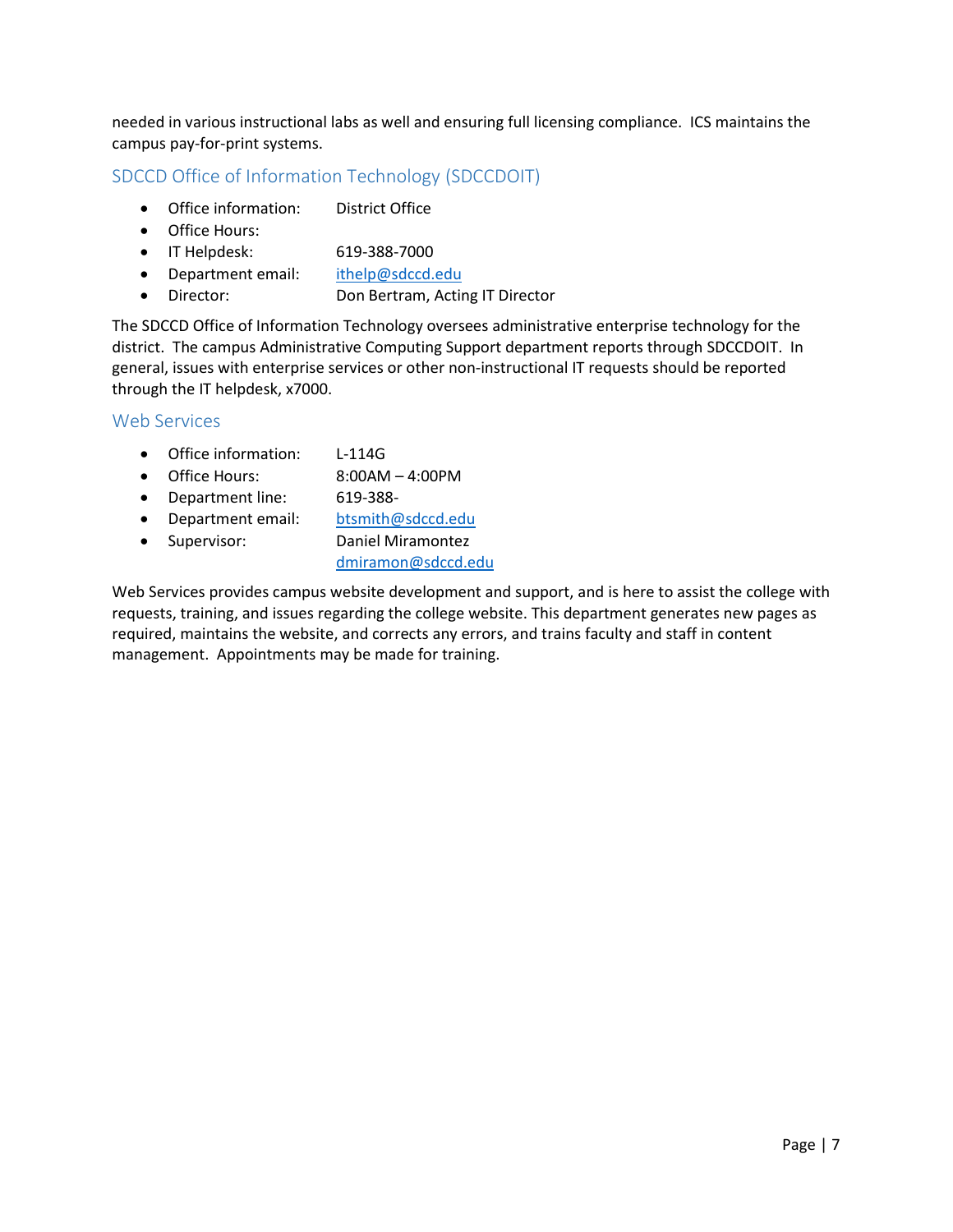needed in various instructional labs as well and ensuring full licensing compliance. ICS maintains the campus pay-for-print systems.

## SDCCD Office of Information Technology (SDCCDOIT)

- Office information: District Office
- Office Hours:
- IT Helpdesk: 619-388-7000
- Department email: ithelp@sdccd.edu
- Director: Don Bertram, Acting IT Director

The SDCCD Office of Information Technology oversees administrative enterprise technology for the district. The campus Administrative Computing Support department reports through SDCCDOIT. In general, issues with enterprise services or other non-instructional IT requests should be reported through the IT helpdesk, x7000.

## Web Services

- Office information: L-114G
- Office Hours: 8:00AM – 4:00PM
- Department line: 619-388-
- Department email: btsmith@sdccd.edu
- Supervisor: Daniel Miramontez
  dmiramon@sdccd.edu

Web Services provides campus website development and support, and is here to assist the college with requests, training, and issues regarding the college website. This department generates new pages as required, maintains the website, and corrects any errors, and trains faculty and staff in content management. Appointments may be made for training.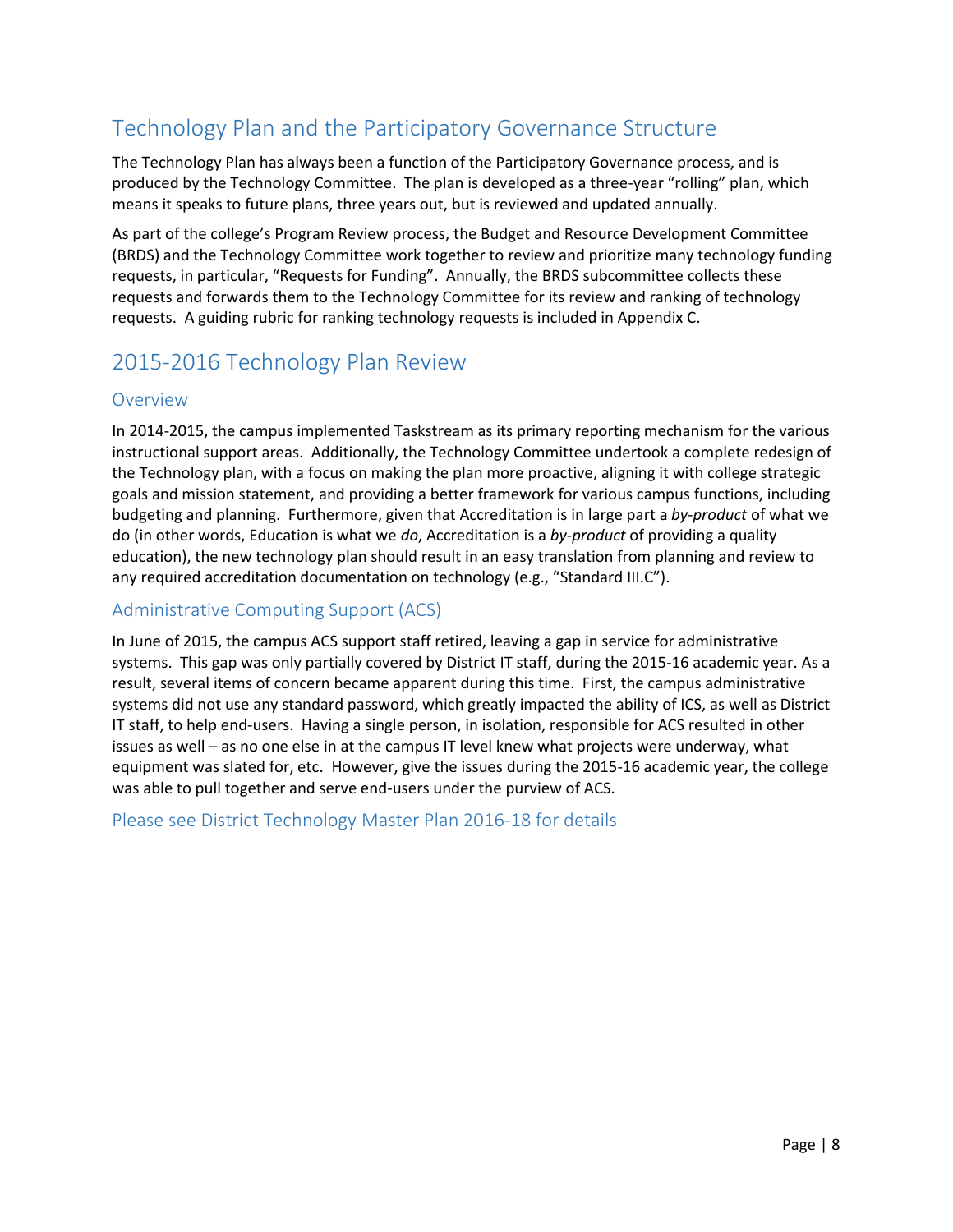## Technology Plan and the Participatory Governance Structure

The Technology Plan has always been a function of the Participatory Governance process, and is produced by the Technology Committee. The plan is developed as a three-year "rolling" plan, which means it speaks to future plans, three years out, but is reviewed and updated annually.

As part of the college's Program Review process, the Budget and Resource Development Committee (BRDS) and the Technology Committee work together to review and prioritize many technology funding requests, in particular, "Requests for Funding". Annually, the BRDS subcommittee collects these requests and forwards them to the Technology Committee for its review and ranking of technology requests. A guiding rubric for ranking technology requests is included in Appendix C.

## 2015-2016 Technology Plan Review

### Overview

In 2014-2015, the campus implemented Taskstream as its primary reporting mechanism for the various instructional support areas. Additionally, the Technology Committee undertook a complete redesign of the Technology plan, with a focus on making the plan more proactive, aligning it with college strategic goals and mission statement, and providing a better framework for various campus functions, including budgeting and planning. Furthermore, given that Accreditation is in large part a *by-product* of what we do (in other words, Education is what we *do*, Accreditation is a *by-product* of providing a quality education), the new technology plan should result in an easy translation from planning and review to any required accreditation documentation on technology (e.g., "Standard III.C").

### Administrative Computing Support (ACS)

In June of 2015, the campus ACS support staff retired, leaving a gap in service for administrative systems. This gap was only partially covered by District IT staff, during the 2015-16 academic year. As a result, several items of concern became apparent during this time. First, the campus administrative systems did not use any standard password, which greatly impacted the ability of ICS, as well as District IT staff, to help end-users. Having a single person, in isolation, responsible for ACS resulted in other issues as well – as no one else in at the campus IT level knew what projects were underway, what equipment was slated for, etc. However, give the issues during the 2015-16 academic year, the college was able to pull together and serve end-users under the purview of ACS.

### Please see District Technology Master Plan 2016-18 for details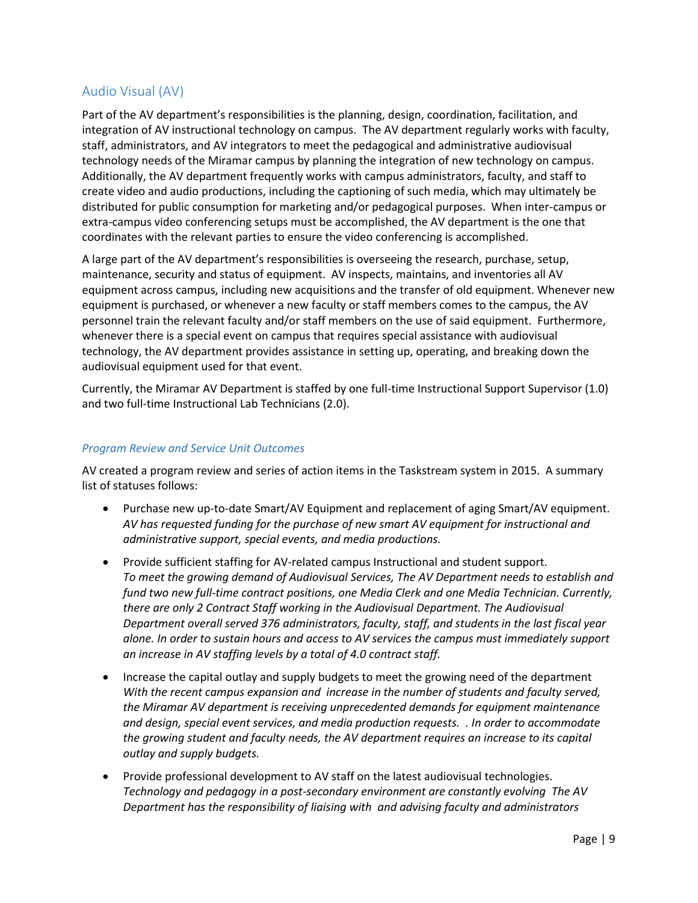## Audio Visual (AV)

Part of the AV department's responsibilities is the planning, design, coordination, facilitation, and integration of AV instructional technology on campus. The AV department regularly works with faculty, staff, administrators, and AV integrators to meet the pedagogical and administrative audiovisual technology needs of the Miramar campus by planning the integration of new technology on campus. Additionally, the AV department frequently works with campus administrators, faculty, and staff to create video and audio productions, including the captioning of such media, which may ultimately be distributed for public consumption for marketing and/or pedagogical purposes. When inter-campus or extra-campus video conferencing setups must be accomplished, the AV department is the one that coordinates with the relevant parties to ensure the video conferencing is accomplished.

A large part of the AV department's responsibilities is overseeing the research, purchase, setup, maintenance, security and status of equipment. AV inspects, maintains, and inventories all AV equipment across campus, including new acquisitions and the transfer of old equipment. Whenever new equipment is purchased, or whenever a new faculty or staff members comes to the campus, the AV personnel train the relevant faculty and/or staff members on the use of said equipment. Furthermore, whenever there is a special event on campus that requires special assistance with audiovisual technology, the AV department provides assistance in setting up, operating, and breaking down the audiovisual equipment used for that event.

Currently, the Miramar AV Department is staffed by one full-time Instructional Support Supervisor (1.0) and two full-time Instructional Lab Technicians (2.0).

### *Program Review and Service Unit Outcomes*

AV created a program review and series of action items in the Taskstream system in 2015. A summary list of statuses follows:

- Purchase new up-to-date Smart/AV Equipment and replacement of aging Smart/AV equipment.
  *AV has requested funding for the purchase of new smart AV equipment for instructional and administrative support, special events, and media productions.*
- Provide sufficient staffing for AV-related campus Instructional and student support.
  *To meet the growing demand of Audiovisual Services, The AV Department needs to establish and fund two new full-time contract positions, one Media Clerk and one Media Technician. Currently, there are only 2 Contract Staff working in the Audiovisual Department. The Audiovisual Department overall served 376 administrators, faculty, staff, and students in the last fiscal year alone. In order to sustain hours and access to AV services the campus must immediately support an increase in AV staffing levels by a total of 4.0 contract staff.*
- Increase the capital outlay and supply budgets to meet the growing need of the department
  *With the recent campus expansion and increase in the number of students and faculty served, the Miramar AV department is receiving unprecedented demands for equipment maintenance and design, special event services, and media production requests. . In order to accommodate the growing student and faculty needs, the AV department requires an increase to its capital outlay and supply budgets.*
- Provide professional development to AV staff on the latest audiovisual technologies.
  *Technology and pedagogy in a post-secondary environment are constantly evolving The AV Department has the responsibility of liaising with and advising faculty and administrators*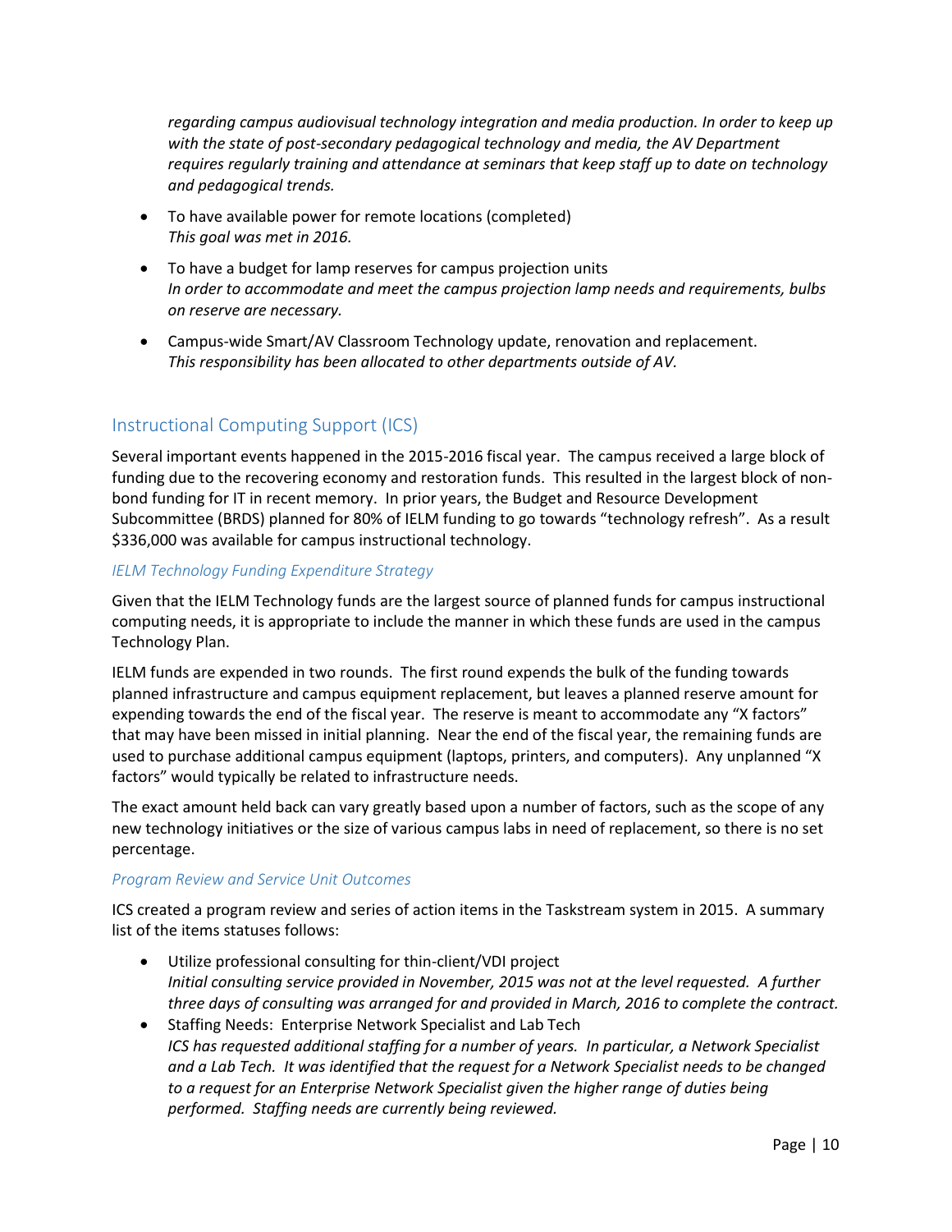*regarding campus audiovisual technology integration and media production. In order to keep up with the state of post-secondary pedagogical technology and media, the AV Department requires regularly training and attendance at seminars that keep staff up to date on technology and pedagogical trends.*

- To have available power for remote locations (completed)
  *This goal was met in 2016.*
- To have a budget for lamp reserves for campus projection units
  *In order to accommodate and meet the campus projection lamp needs and requirements, bulbs on reserve are necessary.*
- Campus-wide Smart/AV Classroom Technology update, renovation and replacement.
  *This responsibility has been allocated to other departments outside of AV.*

## Instructional Computing Support (ICS)

Several important events happened in the 2015-2016 fiscal year. The campus received a large block of funding due to the recovering economy and restoration funds. This resulted in the largest block of non-bond funding for IT in recent memory. In prior years, the Budget and Resource Development Subcommittee (BRDS) planned for 80% of IELM funding to go towards "technology refresh". As a result $336,000 was available for campus instructional technology.

### *IELM Technology Funding Expenditure Strategy*

Given that the IELM Technology funds are the largest source of planned funds for campus instructional computing needs, it is appropriate to include the manner in which these funds are used in the campus Technology Plan.

IELM funds are expended in two rounds. The first round expends the bulk of the funding towards planned infrastructure and campus equipment replacement, but leaves a planned reserve amount for expending towards the end of the fiscal year. The reserve is meant to accommodate any "X factors" that may have been missed in initial planning. Near the end of the fiscal year, the remaining funds are used to purchase additional campus equipment (laptops, printers, and computers). Any unplanned "X factors" would typically be related to infrastructure needs.

The exact amount held back can vary greatly based upon a number of factors, such as the scope of any new technology initiatives or the size of various campus labs in need of replacement, so there is no set percentage.

### *Program Review and Service Unit Outcomes*

ICS created a program review and series of action items in the Taskstream system in 2015. A summary list of the items statuses follows:

- Utilize professional consulting for thin-client/VDI project
  *Initial consulting service provided in November, 2015 was not at the level requested. A further three days of consulting was arranged for and provided in March, 2016 to complete the contract.*
- Staffing Needs: Enterprise Network Specialist and Lab Tech
  *ICS has requested additional staffing for a number of years. In particular, a Network Specialist and a Lab Tech. It was identified that the request for a Network Specialist needs to be changed to a request for an Enterprise Network Specialist given the higher range of duties being performed. Staffing needs are currently being reviewed.*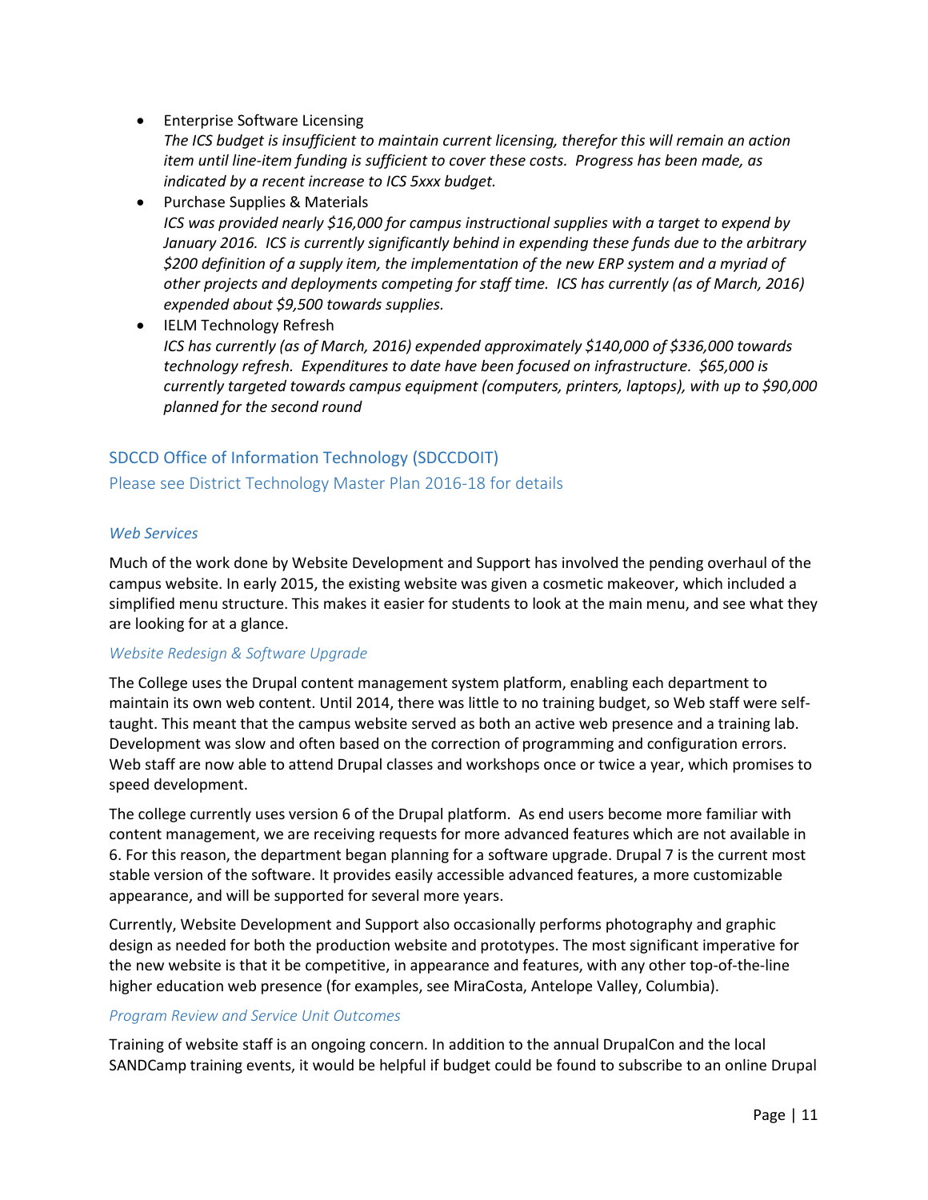- Enterprise Software Licensing
  *The ICS budget is insufficient to maintain current licensing, therefor this will remain an action item until line-item funding is sufficient to cover these costs. Progress has been made, as indicated by a recent increase to ICS 5xxx budget.*
- Purchase Supplies & Materials
  *ICS was provided nearly $16,000 for campus instructional supplies with a target to expend by January 2016. ICS is currently significantly behind in expending these funds due to the arbitrary $200 definition of a supply item, the implementation of the new ERP system and a myriad of other projects and deployments competing for staff time. ICS has currently (as of March, 2016) expended about $9,500 towards supplies.*
- IELM Technology Refresh
  *ICS has currently (as of March, 2016) expended approximately $140,000 of $336,000 towards technology refresh. Expenditures to date have been focused on infrastructure. $65,000 is currently targeted towards campus equipment (computers, printers, laptops), with up to $90,000 planned for the second round*

## SDCCD Office of Information Technology (SDCCDOIT)

### Please see District Technology Master Plan 2016-18 for details

#### *Web Services*

Much of the work done by Website Development and Support has involved the pending overhaul of the campus website. In early 2015, the existing website was given a cosmetic makeover, which included a simplified menu structure. This makes it easier for students to look at the main menu, and see what they are looking for at a glance.

#### *Website Redesign & Software Upgrade*

The College uses the Drupal content management system platform, enabling each department to maintain its own web content. Until 2014, there was little to no training budget, so Web staff were self-taught. This meant that the campus website served as both an active web presence and a training lab. Development was slow and often based on the correction of programming and configuration errors. Web staff are now able to attend Drupal classes and workshops once or twice a year, which promises to speed development.

The college currently uses version 6 of the Drupal platform. As end users become more familiar with content management, we are receiving requests for more advanced features which are not available in 6. For this reason, the department began planning for a software upgrade. Drupal 7 is the current most stable version of the software. It provides easily accessible advanced features, a more customizable appearance, and will be supported for several more years.

Currently, Website Development and Support also occasionally performs photography and graphic design as needed for both the production website and prototypes. The most significant imperative for the new website is that it be competitive, in appearance and features, with any other top-of-the-line higher education web presence (for examples, see MiraCosta, Antelope Valley, Columbia).

#### *Program Review and Service Unit Outcomes*

Training of website staff is an ongoing concern. In addition to the annual DrupalCon and the local SANDCamp training events, it would be helpful if budget could be found to subscribe to an online Drupal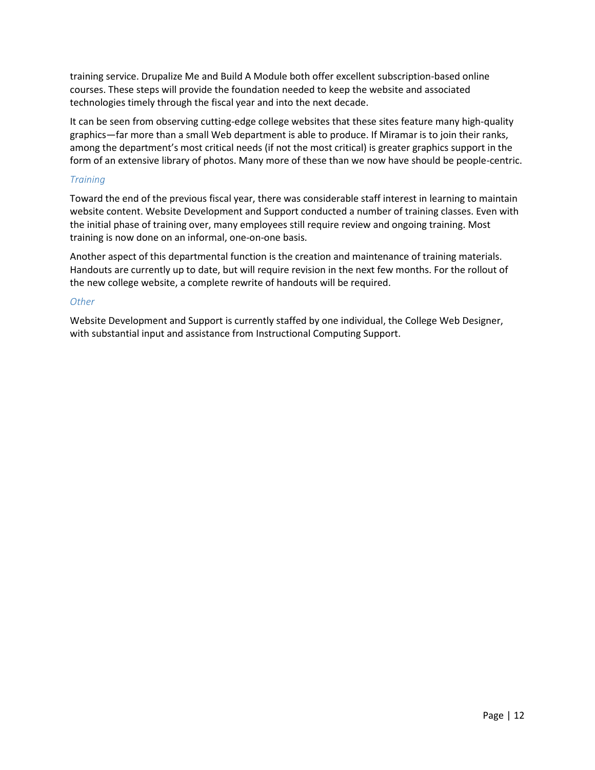training service. Drupalize Me and Build A Module both offer excellent subscription-based online courses. These steps will provide the foundation needed to keep the website and associated technologies timely through the fiscal year and into the next decade.

It can be seen from observing cutting-edge college websites that these sites feature many high-quality graphics—far more than a small Web department is able to produce. If Miramar is to join their ranks, among the department's most critical needs (if not the most critical) is greater graphics support in the form of an extensive library of photos. Many more of these than we now have should be people-centric.

### *Training*

Toward the end of the previous fiscal year, there was considerable staff interest in learning to maintain website content. Website Development and Support conducted a number of training classes. Even with the initial phase of training over, many employees still require review and ongoing training. Most training is now done on an informal, one-on-one basis.

Another aspect of this departmental function is the creation and maintenance of training materials. Handouts are currently up to date, but will require revision in the next few months. For the rollout of the new college website, a complete rewrite of handouts will be required.

### *Other*

Website Development and Support is currently staffed by one individual, the College Web Designer, with substantial input and assistance from Instructional Computing Support.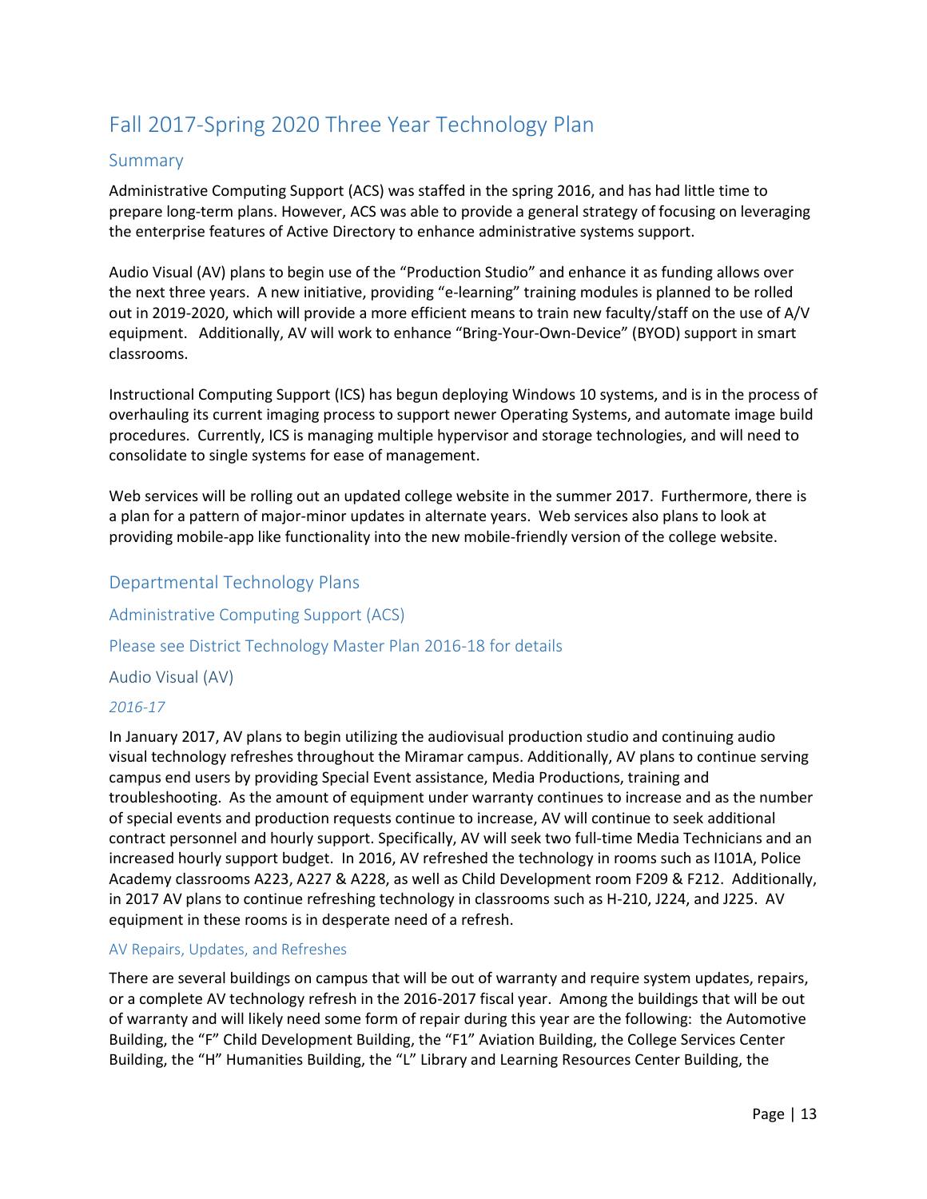# Fall 2017-Spring 2020 Three Year Technology Plan

## Summary

Administrative Computing Support (ACS) was staffed in the spring 2016, and has had little time to prepare long-term plans. However, ACS was able to provide a general strategy of focusing on leveraging the enterprise features of Active Directory to enhance administrative systems support.

Audio Visual (AV) plans to begin use of the "Production Studio" and enhance it as funding allows over the next three years. A new initiative, providing "e-learning" training modules is planned to be rolled out in 2019-2020, which will provide a more efficient means to train new faculty/staff on the use of A/V equipment. Additionally, AV will work to enhance "Bring-Your-Own-Device" (BYOD) support in smart classrooms.

Instructional Computing Support (ICS) has begun deploying Windows 10 systems, and is in the process of overhauling its current imaging process to support newer Operating Systems, and automate image build procedures. Currently, ICS is managing multiple hypervisor and storage technologies, and will need to consolidate to single systems for ease of management.

Web services will be rolling out an updated college website in the summer 2017. Furthermore, there is a plan for a pattern of major-minor updates in alternate years. Web services also plans to look at providing mobile-app like functionality into the new mobile-friendly version of the college website.

## Departmental Technology Plans

### Administrative Computing Support (ACS)

### Please see District Technology Master Plan 2016-18 for details

### Audio Visual (AV)

*2016-17*

In January 2017, AV plans to begin utilizing the audiovisual production studio and continuing audio visual technology refreshes throughout the Miramar campus. Additionally, AV plans to continue serving campus end users by providing Special Event assistance, Media Productions, training and troubleshooting. As the amount of equipment under warranty continues to increase and as the number of special events and production requests continue to increase, AV will continue to seek additional contract personnel and hourly support. Specifically, AV will seek two full-time Media Technicians and an increased hourly support budget. In 2016, AV refreshed the technology in rooms such as I101A, Police Academy classrooms A223, A227 & A228, as well as Child Development room F209 & F212. Additionally, in 2017 AV plans to continue refreshing technology in classrooms such as H-210, J224, and J225. AV equipment in these rooms is in desperate need of a refresh.

#### AV Repairs, Updates, and Refreshes

There are several buildings on campus that will be out of warranty and require system updates, repairs, or a complete AV technology refresh in the 2016-2017 fiscal year. Among the buildings that will be out of warranty and will likely need some form of repair during this year are the following: the Automotive Building, the "F" Child Development Building, the "F1" Aviation Building, the College Services Center Building, the "H" Humanities Building, the "L" Library and Learning Resources Center Building, the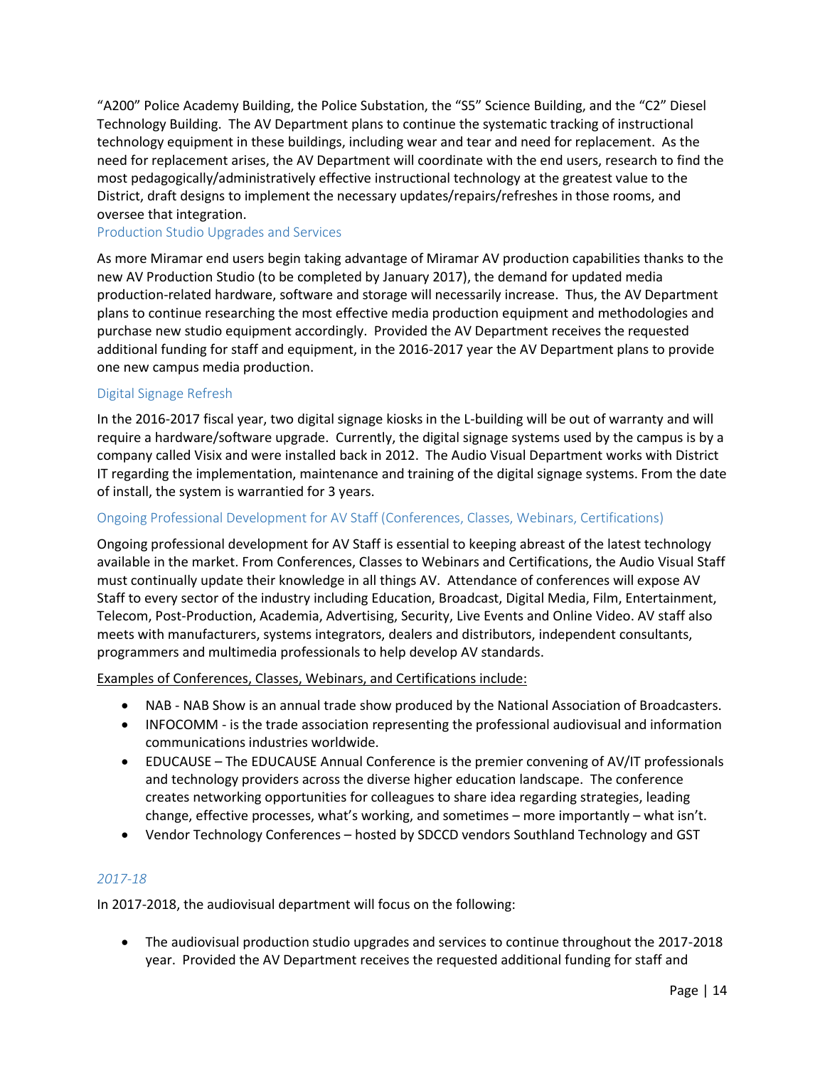"A200" Police Academy Building, the Police Substation, the "S5" Science Building, and the "C2" Diesel Technology Building. The AV Department plans to continue the systematic tracking of instructional technology equipment in these buildings, including wear and tear and need for replacement. As the need for replacement arises, the AV Department will coordinate with the end users, research to find the most pedagogically/administratively effective instructional technology at the greatest value to the District, draft designs to implement the necessary updates/repairs/refreshes in those rooms, and oversee that integration.

### Production Studio Upgrades and Services

As more Miramar end users begin taking advantage of Miramar AV production capabilities thanks to the new AV Production Studio (to be completed by January 2017), the demand for updated media production-related hardware, software and storage will necessarily increase. Thus, the AV Department plans to continue researching the most effective media production equipment and methodologies and purchase new studio equipment accordingly. Provided the AV Department receives the requested additional funding for staff and equipment, in the 2016-2017 year the AV Department plans to provide one new campus media production.

### Digital Signage Refresh

In the 2016-2017 fiscal year, two digital signage kiosks in the L-building will be out of warranty and will require a hardware/software upgrade. Currently, the digital signage systems used by the campus is by a company called Visix and were installed back in 2012. The Audio Visual Department works with District IT regarding the implementation, maintenance and training of the digital signage systems. From the date of install, the system is warrantied for 3 years.

### Ongoing Professional Development for AV Staff (Conferences, Classes, Webinars, Certifications)

Ongoing professional development for AV Staff is essential to keeping abreast of the latest technology available in the market. From Conferences, Classes to Webinars and Certifications, the Audio Visual Staff must continually update their knowledge in all things AV. Attendance of conferences will expose AV Staff to every sector of the industry including Education, Broadcast, Digital Media, Film, Entertainment, Telecom, Post-Production, Academia, Advertising, Security, Live Events and Online Video. AV staff also meets with manufacturers, systems integrators, dealers and distributors, independent consultants, programmers and multimedia professionals to help develop AV standards.

Examples of Conferences, Classes, Webinars, and Certifications include:

- NAB - NAB Show is an annual trade show produced by the National Association of Broadcasters.
- INFOCOMM - is the trade association representing the professional audiovisual and information communications industries worldwide.
- EDUCAUSE – The EDUCAUSE Annual Conference is the premier convening of AV/IT professionals and technology providers across the diverse higher education landscape. The conference creates networking opportunities for colleagues to share idea regarding strategies, leading change, effective processes, what's working, and sometimes – more importantly – what isn't.
- Vendor Technology Conferences – hosted by SDCCD vendors Southland Technology and GST

### *2017-18*

In 2017-2018, the audiovisual department will focus on the following:

- The audiovisual production studio upgrades and services to continue throughout the 2017-2018 year. Provided the AV Department receives the requested additional funding for staff and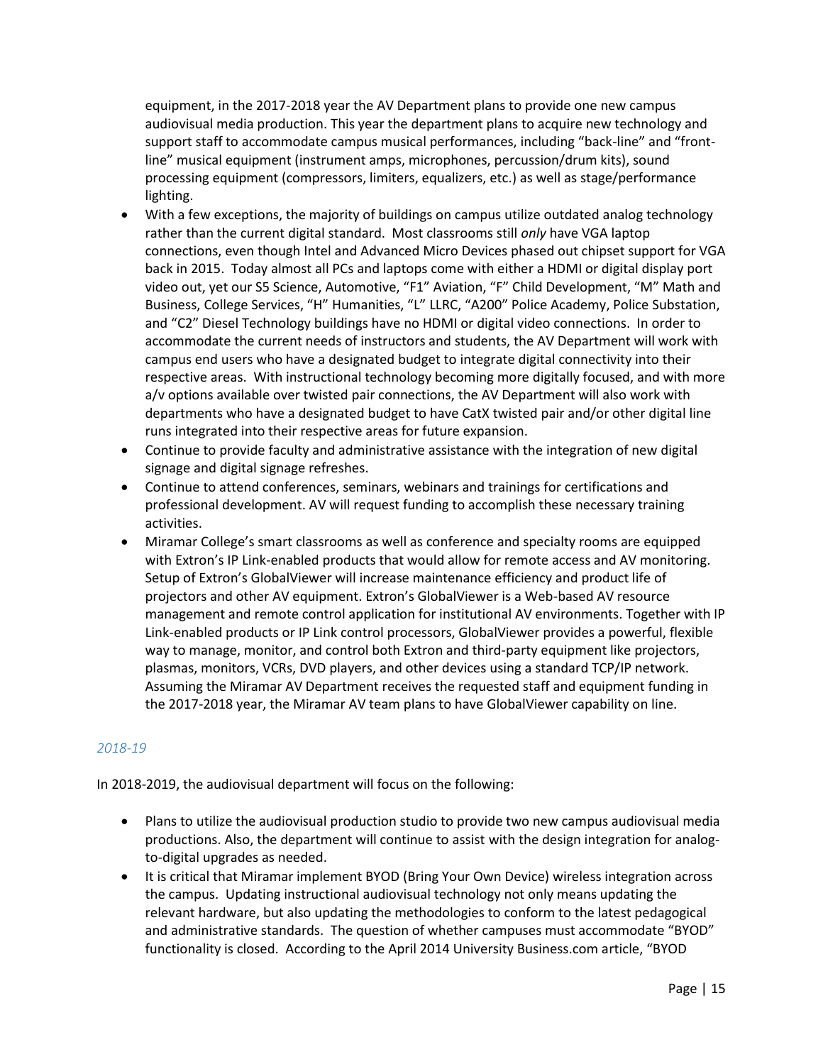equipment, in the 2017-2018 year the AV Department plans to provide one new campus audiovisual media production. This year the department plans to acquire new technology and support staff to accommodate campus musical performances, including "back-line" and "front-line" musical equipment (instrument amps, microphones, percussion/drum kits), sound processing equipment (compressors, limiters, equalizers, etc.) as well as stage/performance lighting.

- With a few exceptions, the majority of buildings on campus utilize outdated analog technology rather than the current digital standard. Most classrooms still *only* have VGA laptop connections, even though Intel and Advanced Micro Devices phased out chipset support for VGA back in 2015. Today almost all PCs and laptops come with either a HDMI or digital display port video out, yet our S5 Science, Automotive, "F1" Aviation, "F" Child Development, "M" Math and Business, College Services, "H" Humanities, "L" LLRC, "A200" Police Academy, Police Substation, and "C2" Diesel Technology buildings have no HDMI or digital video connections. In order to accommodate the current needs of instructors and students, the AV Department will work with campus end users who have a designated budget to integrate digital connectivity into their respective areas. With instructional technology becoming more digitally focused, and with more a/v options available over twisted pair connections, the AV Department will also work with departments who have a designated budget to have CatX twisted pair and/or other digital line runs integrated into their respective areas for future expansion.
- Continue to provide faculty and administrative assistance with the integration of new digital signage and digital signage refreshes.
- Continue to attend conferences, seminars, webinars and trainings for certifications and professional development. AV will request funding to accomplish these necessary training activities.
- Miramar College's smart classrooms as well as conference and specialty rooms are equipped with Extron's IP Link-enabled products that would allow for remote access and AV monitoring. Setup of Extron's GlobalViewer will increase maintenance efficiency and product life of projectors and other AV equipment. Extron's GlobalViewer is a Web-based AV resource management and remote control application for institutional AV environments. Together with IP Link-enabled products or IP Link control processors, GlobalViewer provides a powerful, flexible way to manage, monitor, and control both Extron and third-party equipment like projectors, plasmas, monitors, VCRs, DVD players, and other devices using a standard TCP/IP network. Assuming the Miramar AV Department receives the requested staff and equipment funding in the 2017-2018 year, the Miramar AV team plans to have GlobalViewer capability on line.

### *2018-19*

In 2018-2019, the audiovisual department will focus on the following:

- Plans to utilize the audiovisual production studio to provide two new campus audiovisual media productions. Also, the department will continue to assist with the design integration for analog-to-digital upgrades as needed.
- It is critical that Miramar implement BYOD (Bring Your Own Device) wireless integration across the campus. Updating instructional audiovisual technology not only means updating the relevant hardware, but also updating the methodologies to conform to the latest pedagogical and administrative standards. The question of whether campuses must accommodate "BYOD" functionality is closed. According to the April 2014 University Business.com article, "BYOD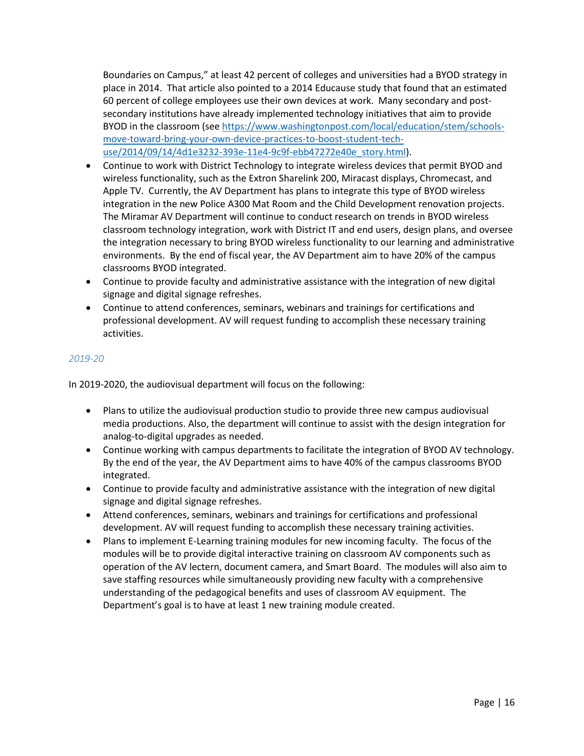Boundaries on Campus," at least 42 percent of colleges and universities had a BYOD strategy in place in 2014. That article also pointed to a 2014 Educause study that found that an estimated 60 percent of college employees use their own devices at work. Many secondary and post-secondary institutions have already implemented technology initiatives that aim to provide BYOD in the classroom (see [https://www.washingtonpost.com/local/education/stem/schools-move-toward-bring-your-own-device-practices-to-boost-student-tech-use/2014/09/14/4d1e3232-393e-11e4-9c9f-ebb47272e40e_story.html](https://www.washingtonpost.com/local/education/stem/schools-move-toward-bring-your-own-device-practices-to-boost-student-tech-use/2014/09/14/4d1e3232-393e-11e4-9c9f-ebb47272e40e_story.html)).

- Continue to work with District Technology to integrate wireless devices that permit BYOD and wireless functionality, such as the Extron Sharelink 200, Miracast displays, Chromecast, and Apple TV. Currently, the AV Department has plans to integrate this type of BYOD wireless integration in the new Police A300 Mat Room and the Child Development renovation projects. The Miramar AV Department will continue to conduct research on trends in BYOD wireless classroom technology integration, work with District IT and end users, design plans, and oversee the integration necessary to bring BYOD wireless functionality to our learning and administrative environments. By the end of fiscal year, the AV Department aim to have 20% of the campus classrooms BYOD integrated.
- Continue to provide faculty and administrative assistance with the integration of new digital signage and digital signage refreshes.
- Continue to attend conferences, seminars, webinars and trainings for certifications and professional development. AV will request funding to accomplish these necessary training activities.

### *2019-20*

In 2019-2020, the audiovisual department will focus on the following:

- Plans to utilize the audiovisual production studio to provide three new campus audiovisual media productions. Also, the department will continue to assist with the design integration for analog-to-digital upgrades as needed.
- Continue working with campus departments to facilitate the integration of BYOD AV technology. By the end of the year, the AV Department aims to have 40% of the campus classrooms BYOD integrated.
- Continue to provide faculty and administrative assistance with the integration of new digital signage and digital signage refreshes.
- Attend conferences, seminars, webinars and trainings for certifications and professional development. AV will request funding to accomplish these necessary training activities.
- Plans to implement E-Learning training modules for new incoming faculty. The focus of the modules will be to provide digital interactive training on classroom AV components such as operation of the AV lectern, document camera, and Smart Board. The modules will also aim to save staffing resources while simultaneously providing new faculty with a comprehensive understanding of the pedagogical benefits and uses of classroom AV equipment. The Department's goal is to have at least 1 new training module created.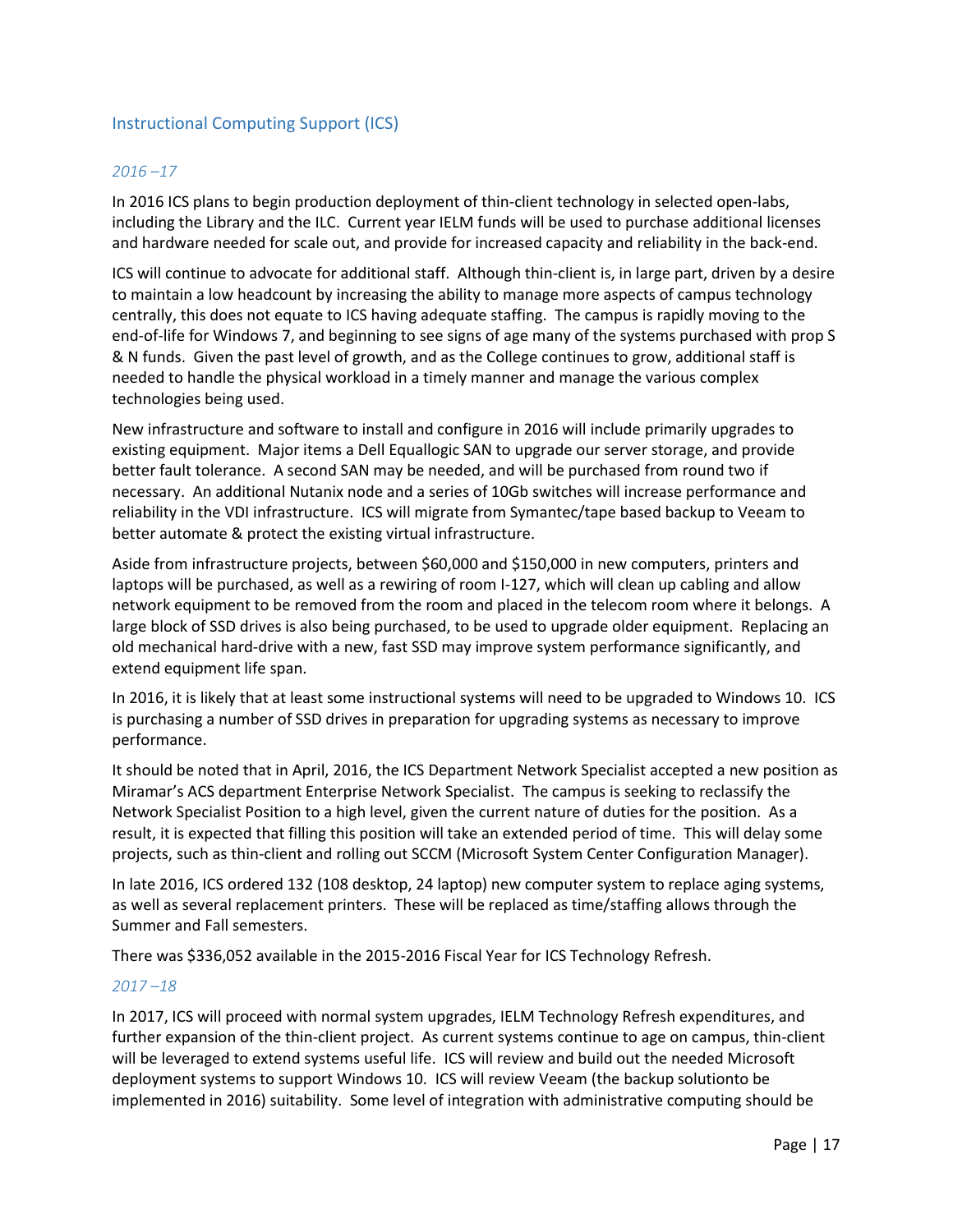## Instructional Computing Support (ICS)

### *2016 –17*

In 2016 ICS plans to begin production deployment of thin-client technology in selected open-labs, including the Library and the ILC. Current year IELM funds will be used to purchase additional licenses and hardware needed for scale out, and provide for increased capacity and reliability in the back-end.

ICS will continue to advocate for additional staff. Although thin-client is, in large part, driven by a desire to maintain a low headcount by increasing the ability to manage more aspects of campus technology centrally, this does not equate to ICS having adequate staffing. The campus is rapidly moving to the end-of-life for Windows 7, and beginning to see signs of age many of the systems purchased with prop S & N funds. Given the past level of growth, and as the College continues to grow, additional staff is needed to handle the physical workload in a timely manner and manage the various complex technologies being used.

New infrastructure and software to install and configure in 2016 will include primarily upgrades to existing equipment. Major items a Dell Equallogic SAN to upgrade our server storage, and provide better fault tolerance. A second SAN may be needed, and will be purchased from round two if necessary. An additional Nutanix node and a series of 10Gb switches will increase performance and reliability in the VDI infrastructure. ICS will migrate from Symantec/tape based backup to Veeam to better automate & protect the existing virtual infrastructure.

Aside from infrastructure projects, between $60,000 and $150,000 in new computers, printers and laptops will be purchased, as well as a rewiring of room I-127, which will clean up cabling and allow network equipment to be removed from the room and placed in the telecom room where it belongs. A large block of SSD drives is also being purchased, to be used to upgrade older equipment. Replacing an old mechanical hard-drive with a new, fast SSD may improve system performance significantly, and extend equipment life span.

In 2016, it is likely that at least some instructional systems will need to be upgraded to Windows 10. ICS is purchasing a number of SSD drives in preparation for upgrading systems as necessary to improve performance.

It should be noted that in April, 2016, the ICS Department Network Specialist accepted a new position as Miramar's ACS department Enterprise Network Specialist. The campus is seeking to reclassify the Network Specialist Position to a high level, given the current nature of duties for the position. As a result, it is expected that filling this position will take an extended period of time. This will delay some projects, such as thin-client and rolling out SCCM (Microsoft System Center Configuration Manager).

In late 2016, ICS ordered 132 (108 desktop, 24 laptop) new computer system to replace aging systems, as well as several replacement printers. These will be replaced as time/staffing allows through the Summer and Fall semesters.

There was $336,052 available in the 2015-2016 Fiscal Year for ICS Technology Refresh.

### *2017 –18*

In 2017, ICS will proceed with normal system upgrades, IELM Technology Refresh expenditures, and further expansion of the thin-client project. As current systems continue to age on campus, thin-client will be leveraged to extend systems useful life. ICS will review and build out the needed Microsoft deployment systems to support Windows 10. ICS will review Veeam (the backup solutionto be implemented in 2016) suitability. Some level of integration with administrative computing should be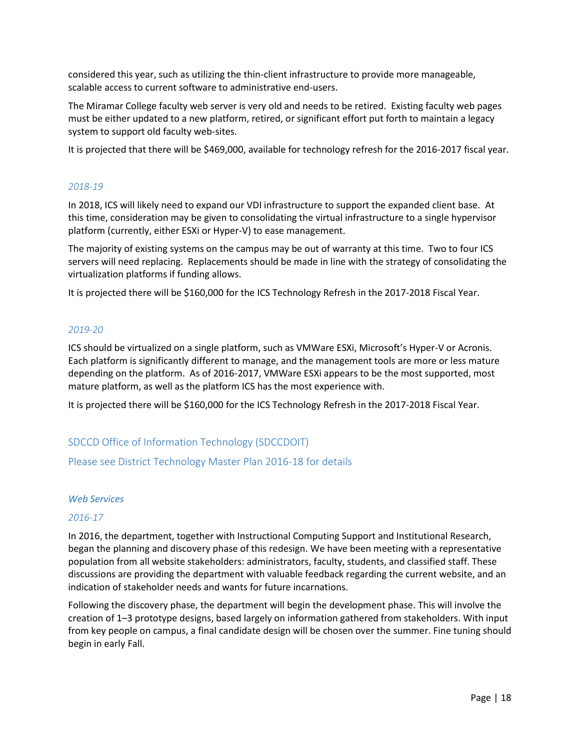considered this year, such as utilizing the thin-client infrastructure to provide more manageable, scalable access to current software to administrative end-users.

The Miramar College faculty web server is very old and needs to be retired. Existing faculty web pages must be either updated to a new platform, retired, or significant effort put forth to maintain a legacy system to support old faculty web-sites.

It is projected that there will be $469,000, available for technology refresh for the 2016-2017 fiscal year.

#### *2018-19*

In 2018, ICS will likely need to expand our VDI infrastructure to support the expanded client base. At this time, consideration may be given to consolidating the virtual infrastructure to a single hypervisor platform (currently, either ESXi or Hyper-V) to ease management.

The majority of existing systems on the campus may be out of warranty at this time. Two to four ICS servers will need replacing. Replacements should be made in line with the strategy of consolidating the virtualization platforms if funding allows.

It is projected there will be $160,000 for the ICS Technology Refresh in the 2017-2018 Fiscal Year.

#### *2019-20*

ICS should be virtualized on a single platform, such as VMWare ESXi, Microsoft's Hyper-V or Acronis. Each platform is significantly different to manage, and the management tools are more or less mature depending on the platform. As of 2016-2017, VMWare ESXi appears to be the most supported, most mature platform, as well as the platform ICS has the most experience with.

It is projected there will be $160,000 for the ICS Technology Refresh in the 2017-2018 Fiscal Year.

## SDCCD Office of Information Technology (SDCCDOIT)

## Please see District Technology Master Plan 2016-18 for details

### *Web Services*

#### *2016-17*

In 2016, the department, together with Instructional Computing Support and Institutional Research, began the planning and discovery phase of this redesign. We have been meeting with a representative population from all website stakeholders: administrators, faculty, students, and classified staff. These discussions are providing the department with valuable feedback regarding the current website, and an indication of stakeholder needs and wants for future incarnations.

Following the discovery phase, the department will begin the development phase. This will involve the creation of 1–3 prototype designs, based largely on information gathered from stakeholders. With input from key people on campus, a final candidate design will be chosen over the summer. Fine tuning should begin in early Fall.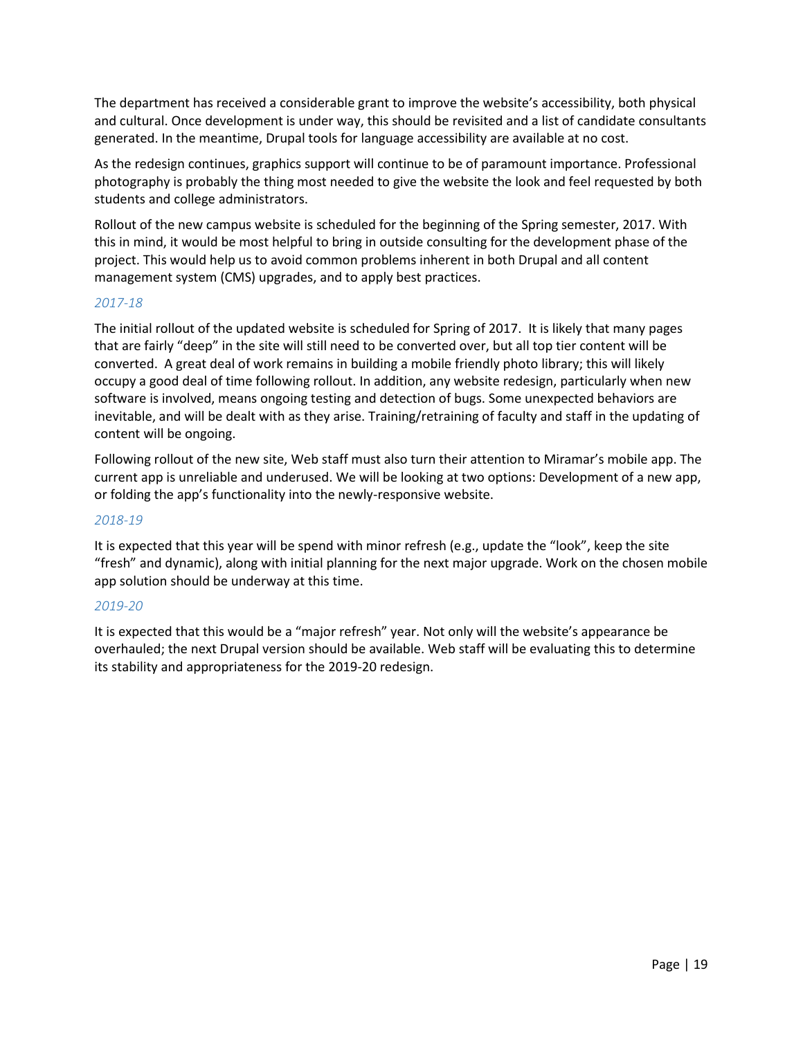The department has received a considerable grant to improve the website's accessibility, both physical and cultural. Once development is under way, this should be revisited and a list of candidate consultants generated. In the meantime, Drupal tools for language accessibility are available at no cost.

As the redesign continues, graphics support will continue to be of paramount importance. Professional photography is probably the thing most needed to give the website the look and feel requested by both students and college administrators.

Rollout of the new campus website is scheduled for the beginning of the Spring semester, 2017. With this in mind, it would be most helpful to bring in outside consulting for the development phase of the project. This would help us to avoid common problems inherent in both Drupal and all content management system (CMS) upgrades, and to apply best practices.

### *2017-18*

The initial rollout of the updated website is scheduled for Spring of 2017. It is likely that many pages that are fairly "deep" in the site will still need to be converted over, but all top tier content will be converted. A great deal of work remains in building a mobile friendly photo library; this will likely occupy a good deal of time following rollout. In addition, any website redesign, particularly when new software is involved, means ongoing testing and detection of bugs. Some unexpected behaviors are inevitable, and will be dealt with as they arise. Training/retraining of faculty and staff in the updating of content will be ongoing.

Following rollout of the new site, Web staff must also turn their attention to Miramar's mobile app. The current app is unreliable and underused. We will be looking at two options: Development of a new app, or folding the app's functionality into the newly-responsive website.

### *2018-19*

It is expected that this year will be spend with minor refresh (e.g., update the "look", keep the site "fresh" and dynamic), along with initial planning for the next major upgrade. Work on the chosen mobile app solution should be underway at this time.

### *2019-20*

It is expected that this would be a "major refresh" year. Not only will the website's appearance be overhauled; the next Drupal version should be available. Web staff will be evaluating this to determine its stability and appropriateness for the 2019-20 redesign.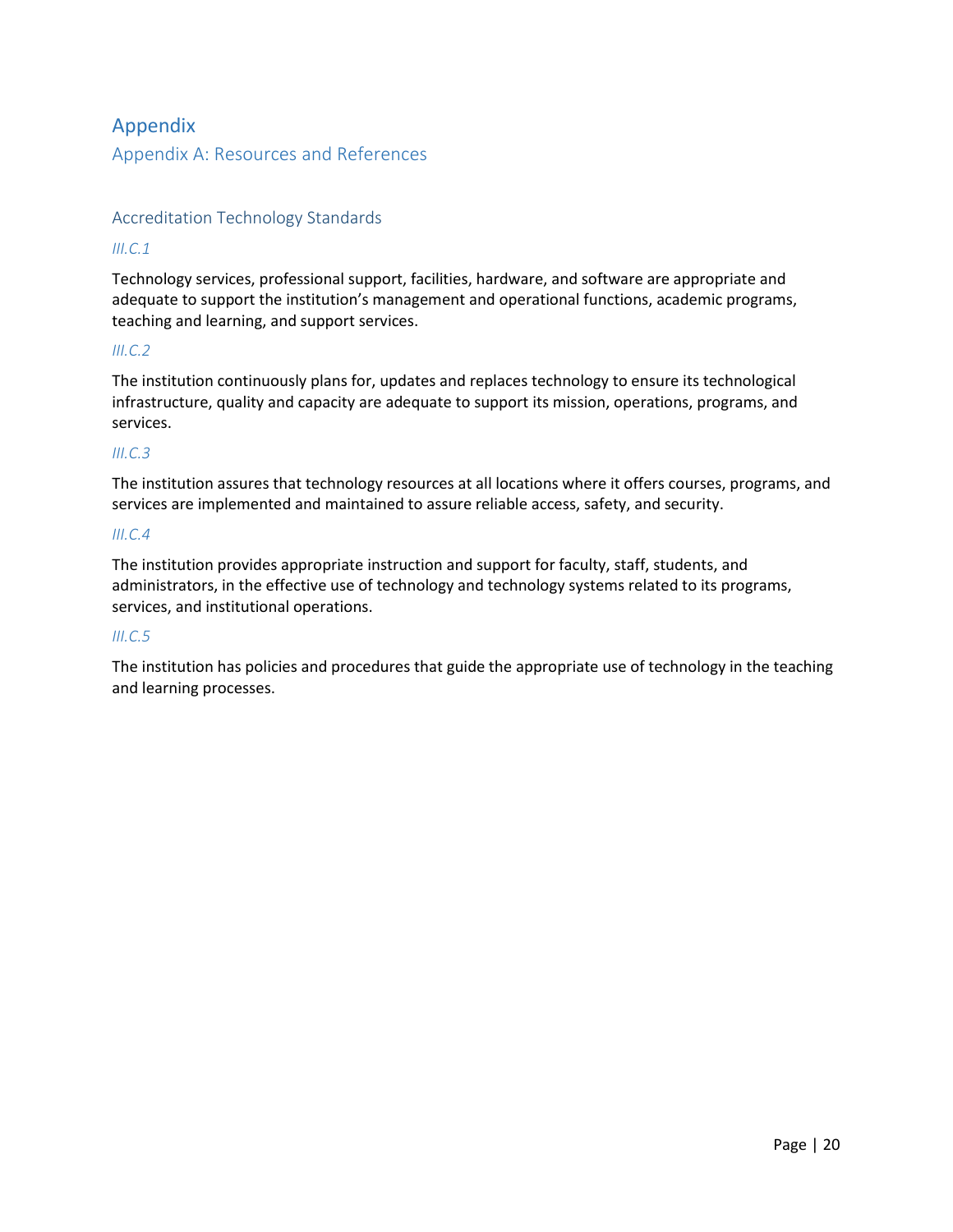# Appendix

## Appendix A: Resources and References

### Accreditation Technology Standards

*III.C.1*

Technology services, professional support, facilities, hardware, and software are appropriate and adequate to support the institution's management and operational functions, academic programs, teaching and learning, and support services.

*III.C.2*

The institution continuously plans for, updates and replaces technology to ensure its technological infrastructure, quality and capacity are adequate to support its mission, operations, programs, and services.

*III.C.3*

The institution assures that technology resources at all locations where it offers courses, programs, and services are implemented and maintained to assure reliable access, safety, and security.

*III.C.4*

The institution provides appropriate instruction and support for faculty, staff, students, and administrators, in the effective use of technology and technology systems related to its programs, services, and institutional operations.

*III.C.5*

The institution has policies and procedures that guide the appropriate use of technology in the teaching and learning processes.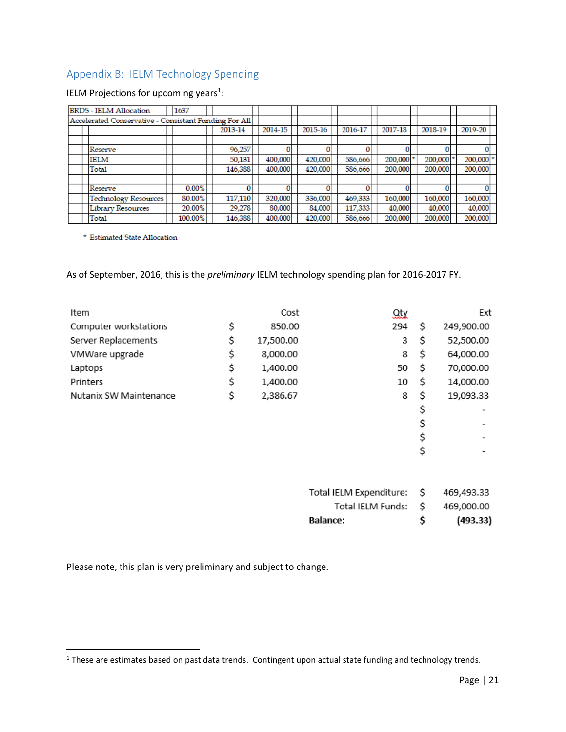## Appendix B: IELM Technology Spending

IELM Projections for upcoming years[1]:

| BRDS - IELM Allocation | 1637 | | | | | | | |
|---|---|---|---|---|---|---|---|---|
| Accelerated Conservative - Consistant Funding For All | | | | | | | | |
| | | 2013-14 | 2014-15 | 2015-16 | 2016-17 | 2017-18 | 2018-19 | 2019-20 |
| | | | | | | | | |
| Reserve | | 96,257 | 0 | 0 | 0 | 0 | 0 | 0 |
| IELM | | 50,131 | 400,000 | 420,000 | 586,666 | 200,000 * | 200,000 * | 200,000 * |
| Total | | 146,388 | 400,000 | 420,000 | 586,666 | 200,000 | 200,000 | 200,000 |
| | | | | | | | | |
| Reserve | 0.00% | 0 | 0 | 0 | 0 | 0 | 0 | 0 |
| Technology Resources | 80.00% | 117,110 | 320,000 | 336,000 | 469,333 | 160,000 | 160,000 | 160,000 |
| Library Resources | 20.00% | 29,278 | 80,000 | 84,000 | 117,333 | 40,000 | 40,000 | 40,000 |
| Total | 100.00% | 146,388 | 400,000 | 420,000 | 586,666 | 200,000 | 200,000 | 200,000 |

\* Estimated State Allocation

As of September, 2016, this is the *preliminary* IELM technology spending plan for 2016-2017 FY.

| Item | Cost | Qty | Ext |
|---|---|---|---|
| Computer workstations | $ 850.00 | 294 | $ 249,900.00 |
| Server Replacements | $ 17,500.00 | 3 | $ 52,500.00 |
| VMWare upgrade | $ 8,000.00 | 8 | $ 64,000.00 |
| Laptops | $ 1,400.00 | 50 | $ 70,000.00 |
| Printers | $ 1,400.00 | 10 | $ 14,000.00 |
| Nutanix SW Maintenance | $ 2,386.67 | 8 | $ 19,093.33 |
| | | | $ - |
| | | | $ - |
| | | | $ - |
| | | | $ - |
| | | Total IELM Expenditure: | $ 469,493.33 |
| | | Total IELM Funds: | $ 469,000.00 |
| | | **Balance:** | **$ (493.33)** |

Please note, this plan is very preliminary and subject to change.

[1] These are estimates based on past data trends. Contingent upon actual state funding and technology trends.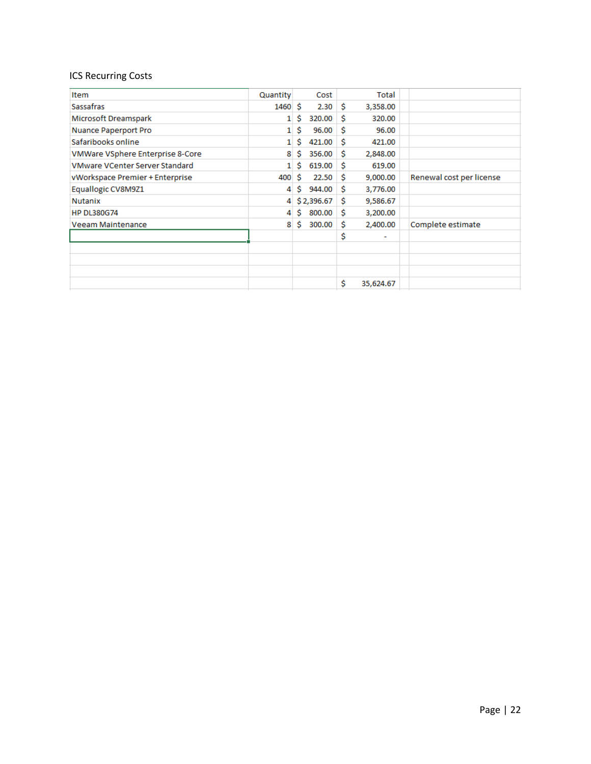ICS Recurring Costs

| Item | Quantity | Cost | Total | |
|---|---|---|---|---|
| Sassafras | 1460 | $ 2.30 | $ 3,358.00 | |
| Microsoft Dreamspark | 1 | $ 320.00 | $ 320.00 | |
| Nuance Paperport Pro | 1 | $ 96.00 | $ 96.00 | |
| Safaribooks online | 1 | $ 421.00 | $ 421.00 | |
| VMWare VSphere Enterprise 8-Core | 8 | $ 356.00 | $ 2,848.00 | |
| VMware VCenter Server Standard | 1 | $ 619.00 | $ 619.00 | |
| vWorkspace Premier + Enterprise | 400 | $ 22.50 | $ 9,000.00 | Renewal cost per license |
| Equallogic CV8M9Z1 | 4 | $ 944.00 | $ 3,776.00 | |
| Nutanix | 4 | $ 2,396.67 | $ 9,586.67 | |
| HP DL380G74 | 4 | $ 800.00 | $ 3,200.00 | |
| Veeam Maintenance | 8 | $ 300.00 | $ 2,400.00 | Complete estimate |
| | | | $ - | |
| | | | | |
| | | | | |
| | | | | |
| | | | $ 35,624.67 | |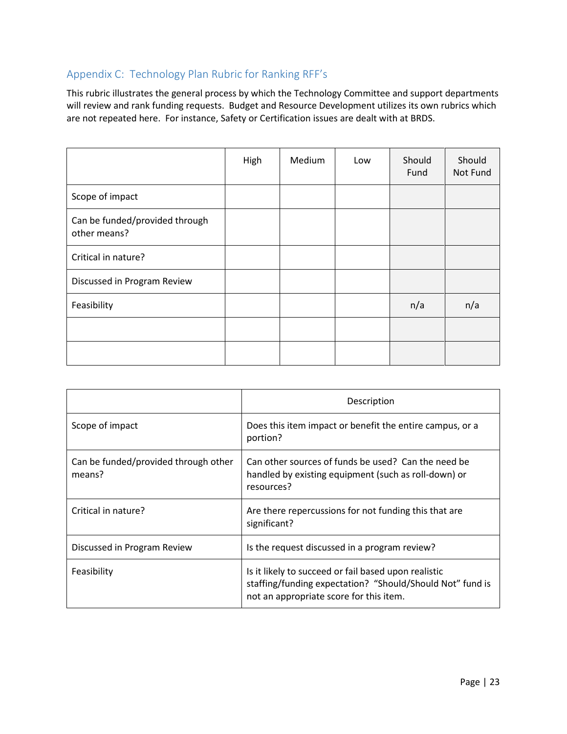## Appendix C: Technology Plan Rubric for Ranking RFF's

This rubric illustrates the general process by which the Technology Committee and support departments will review and rank funding requests. Budget and Resource Development utilizes its own rubrics which are not repeated here. For instance, Safety or Certification issues are dealt with at BRDS.

| | High | Medium | Low | Should Fund | Should Not Fund |
|---|---|---|---|---|---|
| Scope of impact | | | | | |
| Can be funded/provided through other means? | | | | | |
| Critical in nature? | | | | | |
| Discussed in Program Review | | | | | |
| Feasibility | | | | n/a | n/a |
| | | | | | |
| | | | | | |

| | Description |
|---|---|
| Scope of impact | Does this item impact or benefit the entire campus, or a portion? |
| Can be funded/provided through other means? | Can other sources of funds be used? Can the need be handled by existing equipment (such as roll-down) or resources? |
| Critical in nature? | Are there repercussions for not funding this that are significant? |
| Discussed in Program Review | Is the request discussed in a program review? |
| Feasibility | Is it likely to succeed or fail based upon realistic staffing/funding expectation? "Should/Should Not" fund is not an appropriate score for this item. |